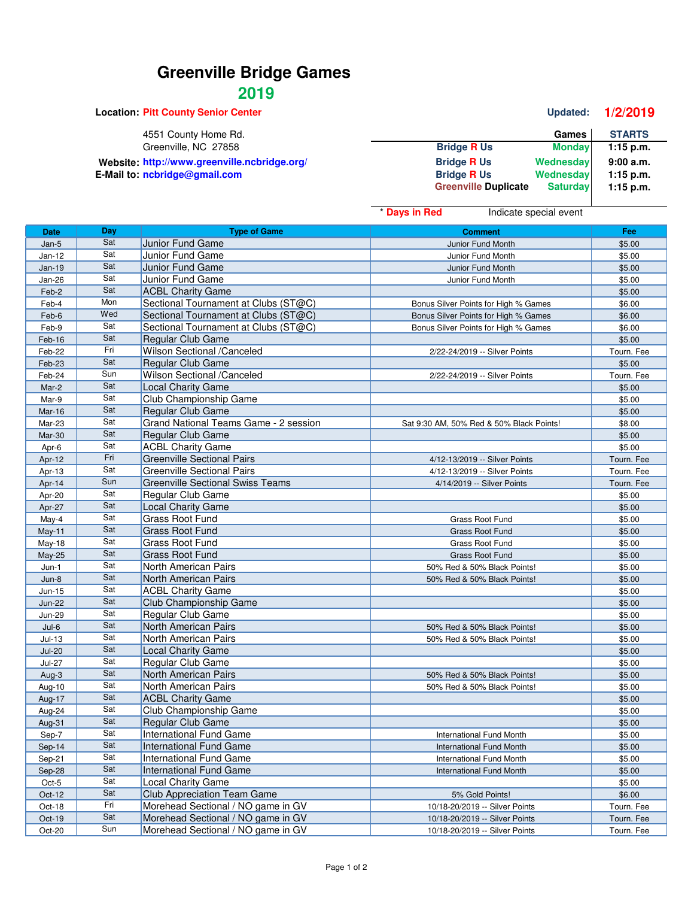# Greenville Bridge Games

## 2019

**Location:** Pitt County Senior Center

4551 County Home Rd.
Greenville, NC 27858

**Website:** http://www.greenville.ncbridge.org/
**E-Mail to:** ncbridge@gmail.com

**Updated:** 1/2/2019

| | Games | STARTS |
|---|---|---|
| Bridge R Us | Monday | 1:15 p.m. |
| Bridge R Us | Wednesday | 9:00 a.m. |
| Bridge R Us | Wednesday | 1:15 p.m. |
| Greenville Duplicate | Saturday | 1:15 p.m. |

\* Days in Red Indicate special event

| Date | Day | Type of Game | Comment | Fee |
|---|---|---|---|---|
| Jan-5 | Sat | Junior Fund Game | Junior Fund Month | $5.00 |
| Jan-12 | Sat | Junior Fund Game | Junior Fund Month | $5.00 |
| Jan-19 | Sat | Junior Fund Game | Junior Fund Month | $5.00 |
| Jan-26 | Sat | Junior Fund Game | Junior Fund Month | $5.00 |
| Feb-2 | Sat | ACBL Charity Game | | $5.00 |
| Feb-4 | Mon | Sectional Tournament at Clubs (ST@C) | Bonus Silver Points for High % Games | $6.00 |
| Feb-6 | Wed | Sectional Tournament at Clubs (ST@C) | Bonus Silver Points for High % Games | $6.00 |
| Feb-9 | Sat | Sectional Tournament at Clubs (ST@C) | Bonus Silver Points for High % Games | $6.00 |
| Feb-16 | Sat | Regular Club Game | | $5.00 |
| Feb-22 | Fri | Wilson Sectional /Canceled | 2/22-24/2019 -- Silver Points | Tourn. Fee |
| Feb-23 | Sat | Regular Club Game | | $5.00 |
| Feb-24 | Sun | Wilson Sectional /Canceled | 2/22-24/2019 -- Silver Points | Tourn. Fee |
| Mar-2 | Sat | Local Charity Game | | $5.00 |
| Mar-9 | Sat | Club Championship Game | | $5.00 |
| Mar-16 | Sat | Regular Club Game | | $5.00 |
| Mar-23 | Sat | Grand National Teams Game - 2 session | Sat 9:30 AM, 50% Red & 50% Black Points! | $8.00 |
| Mar-30 | Sat | Regular Club Game | | $5.00 |
| Apr-6 | Sat | ACBL Charity Game | | $5.00 |
| Apr-12 | Fri | Greenville Sectional Pairs | 4/12-13/2019 -- Silver Points | Tourn. Fee |
| Apr-13 | Sat | Greenville Sectional Pairs | 4/12-13/2019 -- Silver Points | Tourn. Fee |
| Apr-14 | Sun | Greenville Sectional Swiss Teams | 4/14/2019 -- Silver Points | Tourn. Fee |
| Apr-20 | Sat | Regular Club Game | | $5.00 |
| Apr-27 | Sat | Local Charity Game | | $5.00 |
| May-4 | Sat | Grass Root Fund | Grass Root Fund | $5.00 |
| May-11 | Sat | Grass Root Fund | Grass Root Fund | $5.00 |
| May-18 | Sat | Grass Root Fund | Grass Root Fund | $5.00 |
| May-25 | Sat | Grass Root Fund | Grass Root Fund | $5.00 |
| Jun-1 | Sat | North American Pairs | 50% Red & 50% Black Points! | $5.00 |
| Jun-8 | Sat | North American Pairs | 50% Red & 50% Black Points! | $5.00 |
| Jun-15 | Sat | ACBL Charity Game | | $5.00 |
| Jun-22 | Sat | Club Championship Game | | $5.00 |
| Jun-29 | Sat | Regular Club Game | | $5.00 |
| Jul-6 | Sat | North American Pairs | 50% Red & 50% Black Points! | $5.00 |
| Jul-13 | Sat | North American Pairs | 50% Red & 50% Black Points! | $5.00 |
| Jul-20 | Sat | Local Charity Game | | $5.00 |
| Jul-27 | Sat | Regular Club Game | | $5.00 |
| Aug-3 | Sat | North American Pairs | 50% Red & 50% Black Points! | $5.00 |
| Aug-10 | Sat | North American Pairs | 50% Red & 50% Black Points! | $5.00 |
| Aug-17 | Sat | ACBL Charity Game | | $5.00 |
| Aug-24 | Sat | Club Championship Game | | $5.00 |
| Aug-31 | Sat | Regular Club Game | | $5.00 |
| Sep-7 | Sat | International Fund Game | International Fund Month | $5.00 |
| Sep-14 | Sat | International Fund Game | International Fund Month | $5.00 |
| Sep-21 | Sat | International Fund Game | International Fund Month | $5.00 |
| Sep-28 | Sat | International Fund Game | International Fund Month | $5.00 |
| Oct-5 | Sat | Local Charity Game | | $5.00 |
| Oct-12 | Sat | Club Appreciation Team Game | 5% Gold Points! | $6.00 |
| Oct-18 | Fri | Morehead Sectional / NO game in GV | 10/18-20/2019 -- Silver Points | Tourn. Fee |
| Oct-19 | Sat | Morehead Sectional / NO game in GV | 10/18-20/2019 -- Silver Points | Tourn. Fee |
| Oct-20 | Sun | Morehead Sectional / NO game in GV | 10/18-20/2019 -- Silver Points | Tourn. Fee |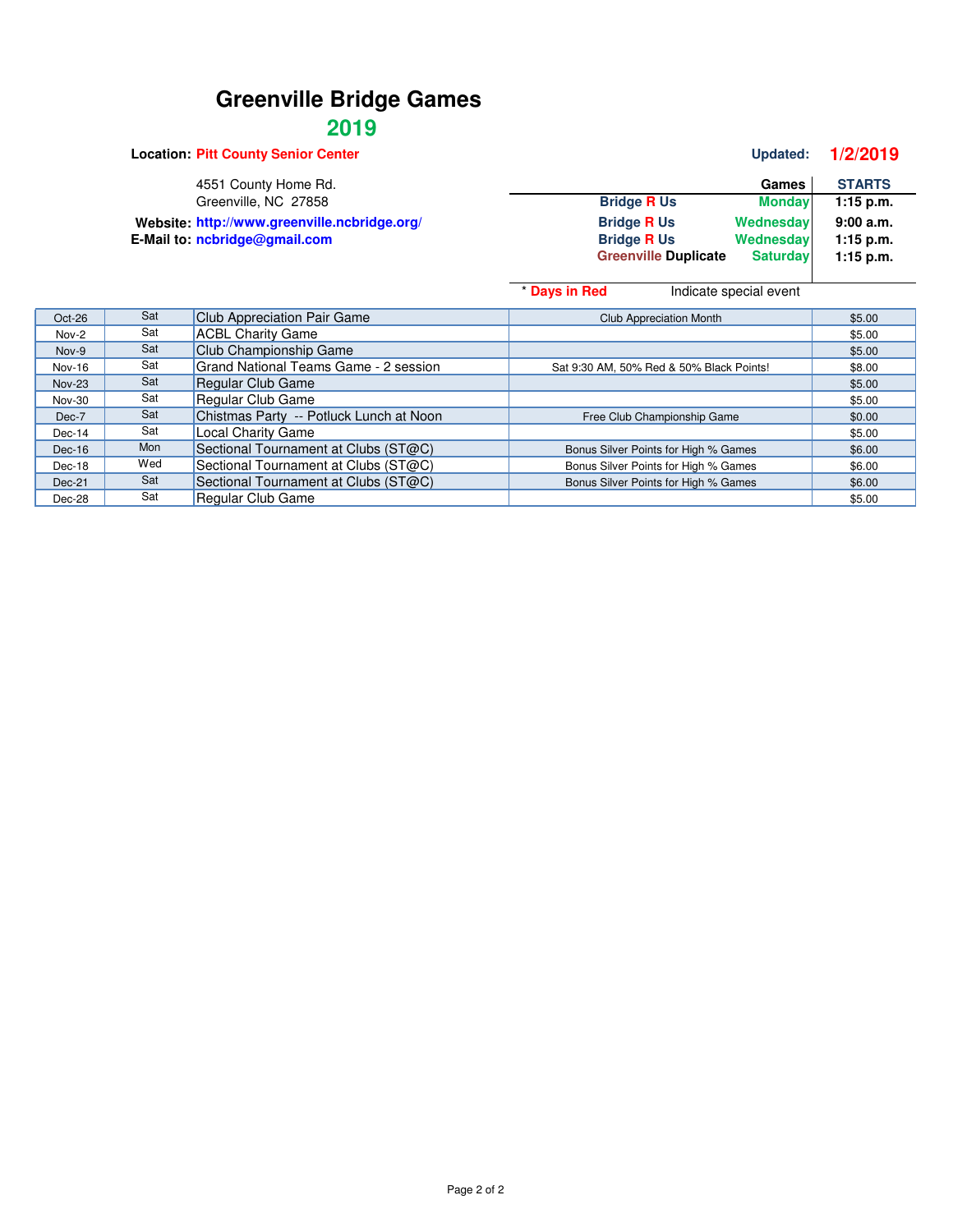# Greenville Bridge Games

## 2019

**Location:** Pitt County Senior Center

4551 County Home Rd.
Greenville, NC 27858

**Website:** http://www.greenville.ncbridge.org/
**E-Mail to:** ncbridge@gmail.com

**Updated:** 1/2/2019

| | Games | STARTS |
|---|---|---|
| **Bridge R Us** | **Monday** | **1:15 p.m.** |
| **Bridge R Us** | **Wednesday** | **9:00 a.m.** |
| **Bridge R Us** | **Wednesday** | **1:15 p.m.** |
| **Greenville Duplicate** | **Saturday** | **1:15 p.m.** |

\* **Days in Red** Indicate special event

| | | | | |
|---|---|---|---|---|
| Oct-26 | Sat | Club Appreciation Pair Game | Club Appreciation Month | $5.00 |
| Nov-2 | Sat | ACBL Charity Game | | $5.00 |
| Nov-9 | Sat | Club Championship Game | | $5.00 |
| Nov-16 | Sat | Grand National Teams Game - 2 session | Sat 9:30 AM, 50% Red & 50% Black Points! | $8.00 |
| Nov-23 | Sat | Regular Club Game | | $5.00 |
| Nov-30 | Sat | Regular Club Game | | $5.00 |
| Dec-7 | Sat | Chistmas Party -- Potluck Lunch at Noon | Free Club Championship Game | $0.00 |
| Dec-14 | Sat | Local Charity Game | | $5.00 |
| Dec-16 | Mon | Sectional Tournament at Clubs (ST@C) | Bonus Silver Points for High % Games | $6.00 |
| Dec-18 | Wed | Sectional Tournament at Clubs (ST@C) | Bonus Silver Points for High % Games | $6.00 |
| Dec-21 | Sat | Sectional Tournament at Clubs (ST@C) | Bonus Silver Points for High % Games | $6.00 |
| Dec-28 | Sat | Regular Club Game | | $5.00 |